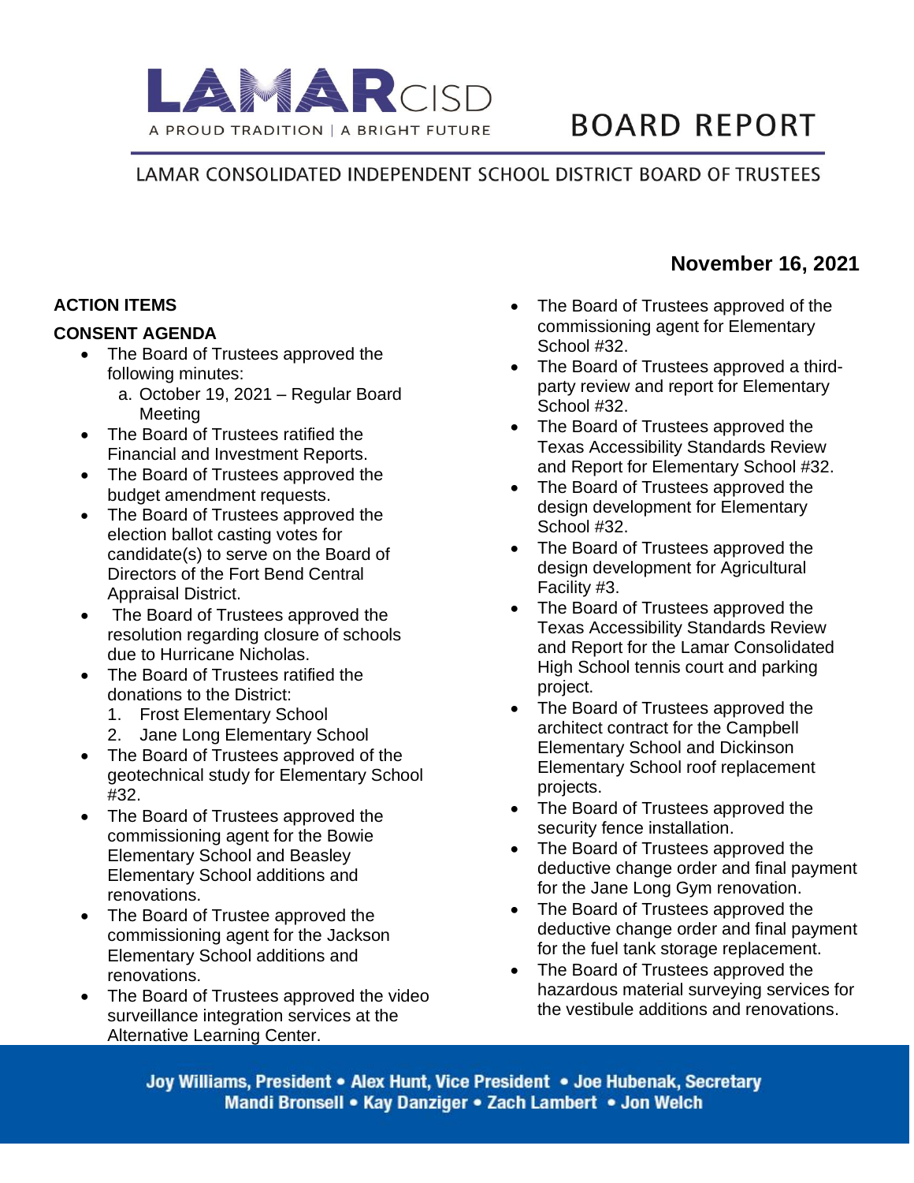# LAMAR CISD

A PROUD TRADITION | A BRIGHT FUTURE

# BOARD REPORT

LAMAR CONSOLIDATED INDEPENDENT SCHOOL DISTRICT BOARD OF TRUSTEES

**November 16, 2021**

**ACTION ITEMS**

**CONSENT AGENDA**

- The Board of Trustees approved the following minutes:
  a. October 19, 2021 – Regular Board Meeting
- The Board of Trustees ratified the Financial and Investment Reports.
- The Board of Trustees approved the budget amendment requests.
- The Board of Trustees approved the election ballot casting votes for candidate(s) to serve on the Board of Directors of the Fort Bend Central Appraisal District.
- The Board of Trustees approved the resolution regarding closure of schools due to Hurricane Nicholas.
- The Board of Trustees ratified the donations to the District:
  1. Frost Elementary School
  2. Jane Long Elementary School
- The Board of Trustees approved of the geotechnical study for Elementary School #32.
- The Board of Trustees approved the commissioning agent for the Bowie Elementary School and Beasley Elementary School additions and renovations.
- The Board of Trustee approved the commissioning agent for the Jackson Elementary School additions and renovations.
- The Board of Trustees approved the video surveillance integration services at the Alternative Learning Center.
- The Board of Trustees approved of the commissioning agent for Elementary School #32.
- The Board of Trustees approved a third-party review and report for Elementary School #32.
- The Board of Trustees approved the Texas Accessibility Standards Review and Report for Elementary School #32.
- The Board of Trustees approved the design development for Elementary School #32.
- The Board of Trustees approved the design development for Agricultural Facility #3.
- The Board of Trustees approved the Texas Accessibility Standards Review and Report for the Lamar Consolidated High School tennis court and parking project.
- The Board of Trustees approved the architect contract for the Campbell Elementary School and Dickinson Elementary School roof replacement projects.
- The Board of Trustees approved the security fence installation.
- The Board of Trustees approved the deductive change order and final payment for the Jane Long Gym renovation.
- The Board of Trustees approved the deductive change order and final payment for the fuel tank storage replacement.
- The Board of Trustees approved the hazardous material surveying services for the vestibule additions and renovations.

Joy Williams, President • Alex Hunt, Vice President • Joe Hubenak, Secretary
Mandi Bronsell • Kay Danziger • Zach Lambert • Jon Welch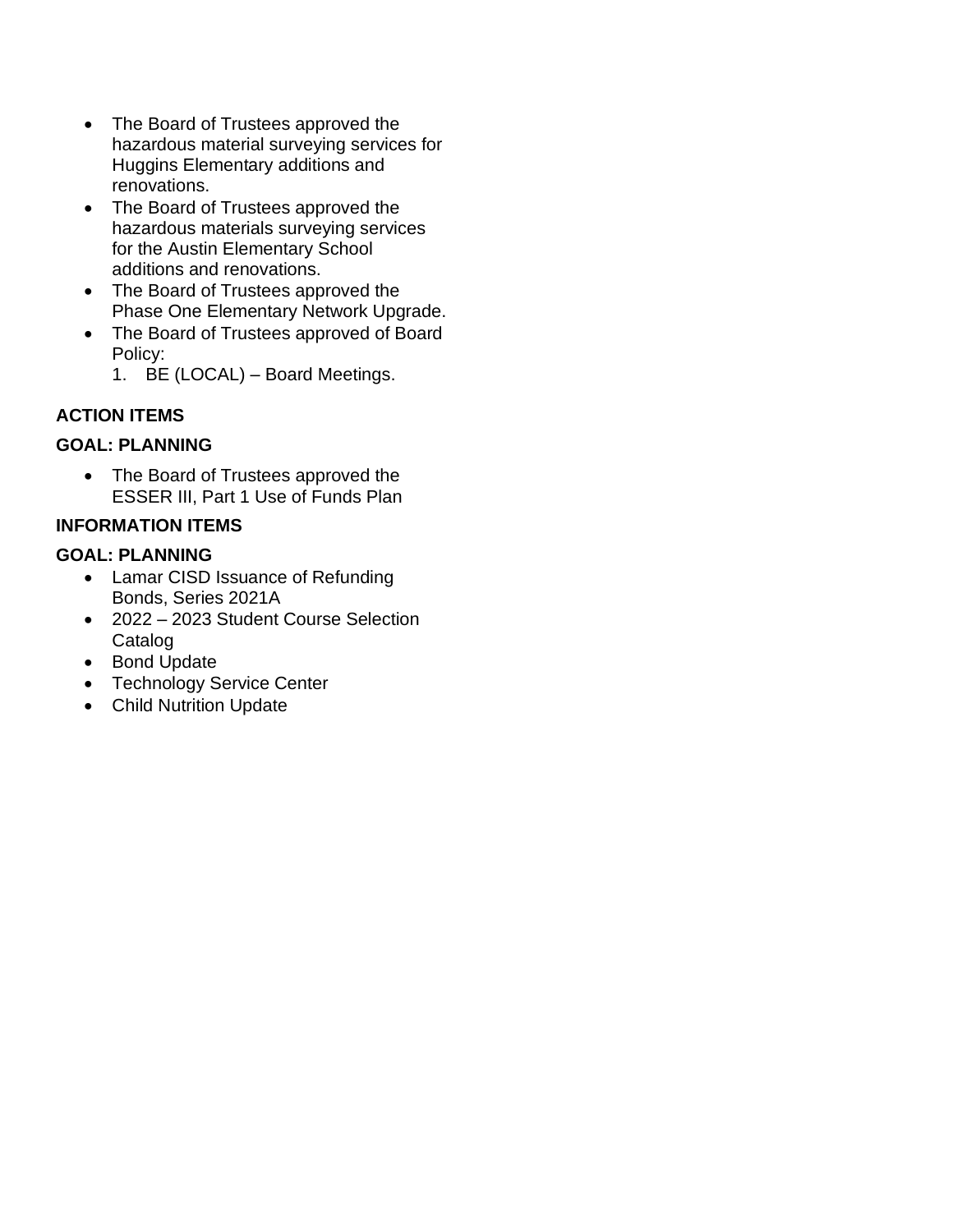- The Board of Trustees approved the hazardous material surveying services for Huggins Elementary additions and renovations.
- The Board of Trustees approved the hazardous materials surveying services for the Austin Elementary School additions and renovations.
- The Board of Trustees approved the Phase One Elementary Network Upgrade.
- The Board of Trustees approved of Board Policy:
    1. BE (LOCAL) – Board Meetings.

**ACTION ITEMS**

**GOAL: PLANNING**

- The Board of Trustees approved the ESSER III, Part 1 Use of Funds Plan

**INFORMATION ITEMS**

**GOAL: PLANNING**

- Lamar CISD Issuance of Refunding Bonds, Series 2021A
- 2022 – 2023 Student Course Selection Catalog
- Bond Update
- Technology Service Center
- Child Nutrition Update